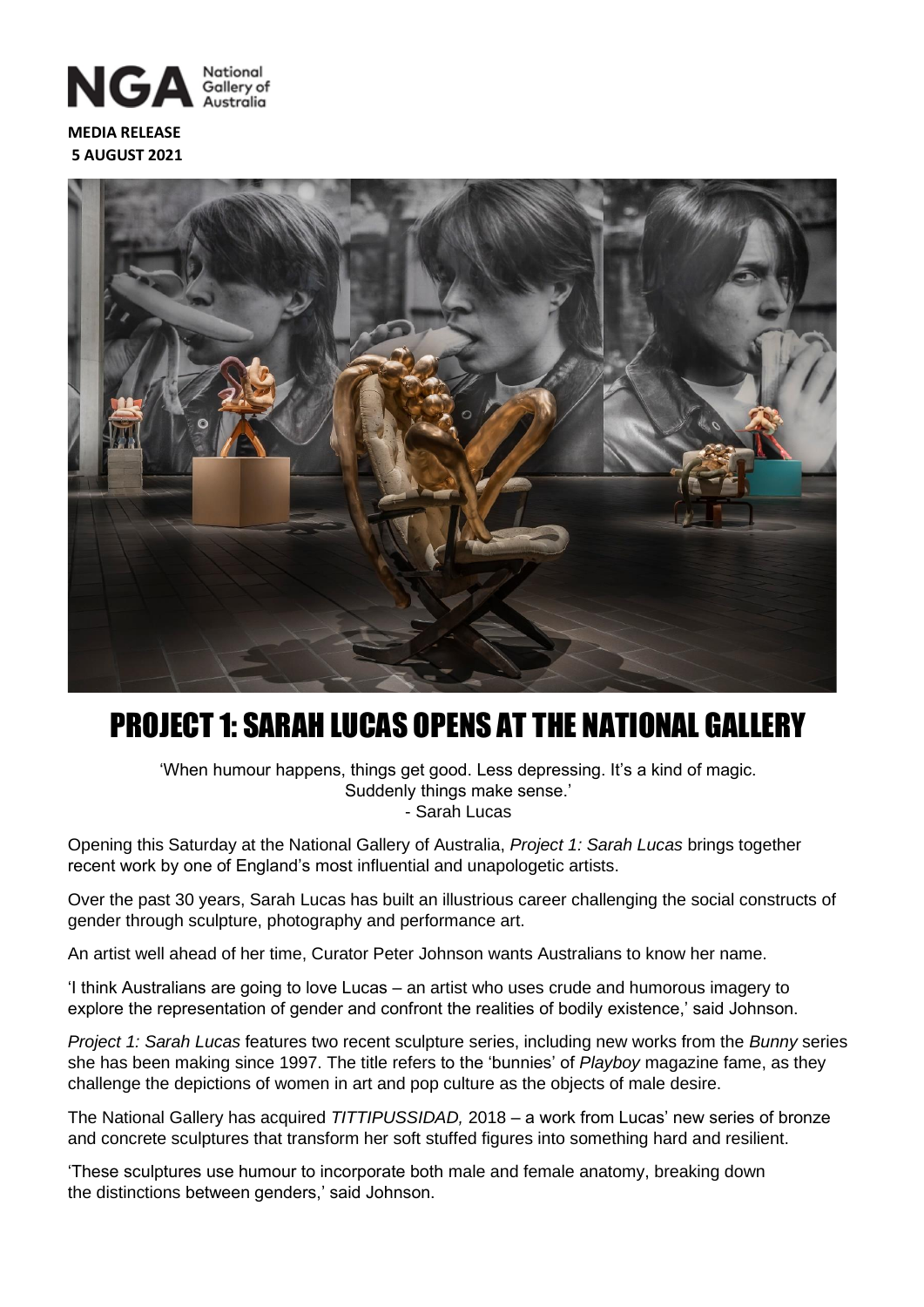**MEDIA RELEASE**
**5 AUGUST 2021**

# PROJECT 1: SARAH LUCAS OPENS AT THE NATIONAL GALLERY

'When humour happens, things get good. Less depressing. It's a kind of magic.
Suddenly things make sense.'
- Sarah Lucas

Opening this Saturday at the National Gallery of Australia, *Project 1: Sarah Lucas* brings together recent work by one of England's most influential and unapologetic artists.

Over the past 30 years, Sarah Lucas has built an illustrious career challenging the social constructs of gender through sculpture, photography and performance art.

An artist well ahead of her time, Curator Peter Johnson wants Australians to know her name.

'I think Australians are going to love Lucas – an artist who uses crude and humorous imagery to explore the representation of gender and confront the realities of bodily existence,' said Johnson.

*Project 1: Sarah Lucas* features two recent sculpture series, including new works from the *Bunny* series she has been making since 1997. The title refers to the 'bunnies' of *Playboy* magazine fame, as they challenge the depictions of women in art and pop culture as the objects of male desire.

The National Gallery has acquired *TITTIPUSSIDAD,* 2018 – a work from Lucas' new series of bronze and concrete sculptures that transform her soft stuffed figures into something hard and resilient.

'These sculptures use humour to incorporate both male and female anatomy, breaking down the distinctions between genders,' said Johnson.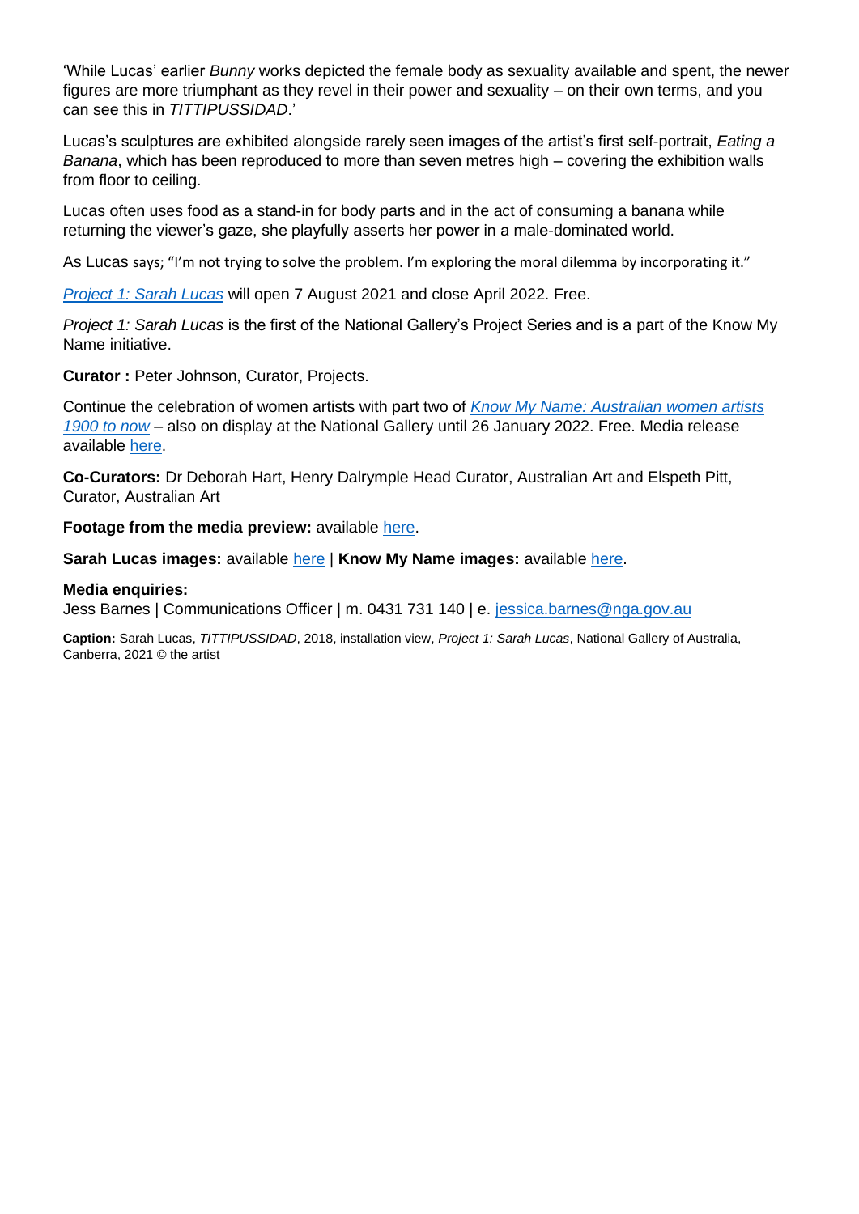'While Lucas' earlier *Bunny* works depicted the female body as sexuality available and spent, the newer figures are more triumphant as they revel in their power and sexuality – on their own terms, and you can see this in *TITTIPUSSIDAD*.'

Lucas's sculptures are exhibited alongside rarely seen images of the artist's first self-portrait, *Eating a Banana*, which has been reproduced to more than seven metres high – covering the exhibition walls from floor to ceiling.

Lucas often uses food as a stand-in for body parts and in the act of consuming a banana while returning the viewer's gaze, she playfully asserts her power in a male-dominated world.

As Lucas says; "I'm not trying to solve the problem. I'm exploring the moral dilemma by incorporating it."

*Project 1: Sarah Lucas* will open 7 August 2021 and close April 2022. Free.

*Project 1: Sarah Lucas* is the first of the National Gallery's Project Series and is a part of the Know My Name initiative.

**Curator :** Peter Johnson, Curator, Projects.

Continue the celebration of women artists with part two of *Know My Name: Australian women artists 1900 to now* – also on display at the National Gallery until 26 January 2022. Free. Media release available here.

**Co-Curators:** Dr Deborah Hart, Henry Dalrymple Head Curator, Australian Art and Elspeth Pitt, Curator, Australian Art

**Footage from the media preview:** available here.

**Sarah Lucas images:** available here | **Know My Name images:** available here.

**Media enquiries:**
Jess Barnes | Communications Officer | m. 0431 731 140 | e. jessica.barnes@nga.gov.au

**Caption:** Sarah Lucas, *TITTIPUSSIDAD*, 2018, installation view, *Project 1: Sarah Lucas*, National Gallery of Australia, Canberra, 2021 © the artist